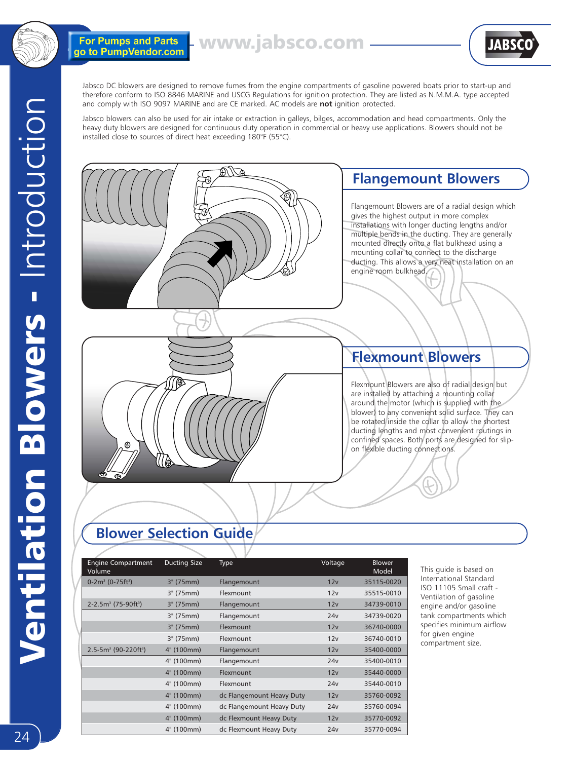# Ventilation Blowers - Introduction

For Pumps and Parts go to PumpVendor.com

www.jabsco.com

Jabsco DC blowers are designed to remove fumes from the engine compartments of gasoline powered boats prior to start-up and therefore conform to ISO 8846 MARINE and USCG Regulations for ignition protection. They are listed as N.M.M.A. type accepted and comply with ISO 9097 MARINE and are CE marked. AC models are **not** ignition protected.

Jabsco blowers can also be used for air intake or extraction in galleys, bilges, accommodation and head compartments. Only the heavy duty blowers are designed for continuous duty operation in commercial or heavy use applications. Blowers should not be installed close to sources of direct heat exceeding 180°F (55°C).

## Flangemount Blowers

Flangemount Blowers are of a radial design which gives the highest output in more complex installations with longer ducting lengths and/or multiple bends in the ducting. They are generally mounted directly onto a flat bulkhead using a mounting collar to connect to the discharge ducting. This allows a very neat installation on an engine room bulkhead.

## Flexmount Blowers

Flexmount Blowers are also of radial design but are installed by attaching a mounting collar around the motor (which is supplied with the blower) to any convenient solid surface. They can be rotated inside the collar to allow the shortest ducting lengths and most convenient routings in confined spaces. Both ports are designed for slip-on flexible ducting connections.

## Blower Selection Guide

| Engine Compartment Volume | Ducting Size | Type | Voltage | Blower Model |
|---|---|---|---|---|
| 0-2m³ (0-75ft³) | 3" (75mm) | Flangemount | 12v | 35115-0020 |
| | 3" (75mm) | Flexmount | 12v | 35515-0010 |
| 2-2.5m³ (75-90ft³) | 3" (75mm) | Flangemount | 12v | 34739-0010 |
| | 3" (75mm) | Flangemount | 24v | 34739-0020 |
| | 3" (75mm) | Flexmount | 12v | 36740-0000 |
| | 3" (75mm) | Flexmount | 12v | 36740-0010 |
| 2.5-5m³ (90-220ft³) | 4" (100mm) | Flangemount | 12v | 35400-0000 |
| | 4" (100mm) | Flangemount | 24v | 35400-0010 |
| | 4" (100mm) | Flexmount | 12v | 35440-0000 |
| | 4" (100mm) | Flexmount | 24v | 35440-0010 |
| | 4" (100mm) | dc Flangemount Heavy Duty | 12v | 35760-0092 |
| | 4" (100mm) | dc Flangemount Heavy Duty | 24v | 35760-0094 |
| | 4" (100mm) | dc Flexmount Heavy Duty | 12v | 35770-0092 |
| | 4" (100mm) | dc Flexmount Heavy Duty | 24v | 35770-0094 |

This guide is based on International Standard ISO 11105 Small craft - Ventilation of gasoline engine and/or gasoline tank compartments which specifies minimum airflow for given engine compartment size.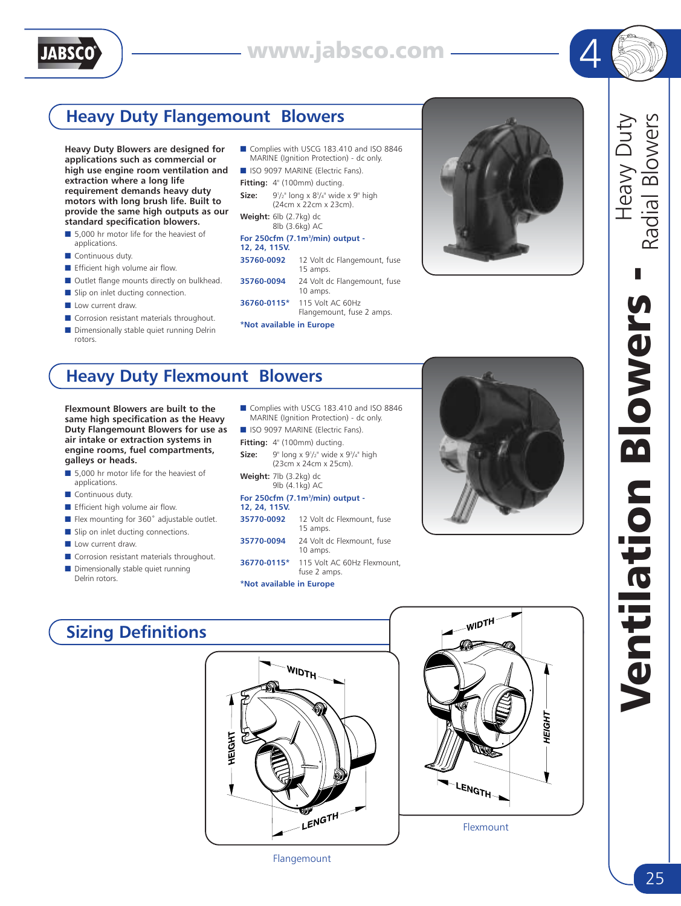# Heavy Duty Flangemount Blowers

**Heavy Duty Blowers are designed for applications such as commercial or high use engine room ventilation and extraction where a long life requirement demands heavy duty motors with long brush life. Built to provide the same high outputs as our standard specification blowers.**

- 5,000 hr motor life for the heaviest of applications.
- Continuous duty.
- Efficient high volume air flow.
- Outlet flange mounts directly on bulkhead.
- Slip on inlet ducting connection.
- Low current draw.
- Corrosion resistant materials throughout.
- Dimensionally stable quiet running Delrin rotors.

- Complies with USCG 183.410 and ISO 8846 MARINE (Ignition Protection) - dc only.
- ISO 9097 MARINE (Electric Fans).

**Fitting:** 4" (100mm) ducting.

**Size:** 9 1/2" long x 8 3/4" wide x 9" high (24cm x 22cm x 23cm).

**Weight:** 6lb (2.7kg) dc
8lb (3.6kg) AC

**For 250cfm (7.1m³/min) output - 12, 24, 115V.**

| | |
|---|---|
| **35760-0092** | 12 Volt dc Flangemount, fuse 15 amps. |
| **35760-0094** | 24 Volt dc Flangemount, fuse 10 amps. |
| **36760-0115*** | 115 Volt AC 60Hz Flangemount, fuse 2 amps. |

***Not available in Europe**

# Heavy Duty Flexmount Blowers

**Flexmount Blowers are built to the same high specification as the Heavy Duty Flangemount Blowers for use as air intake or extraction systems in engine rooms, fuel compartments, galleys or heads.**

- 5,000 hr motor life for the heaviest of applications.
- Continuous duty.
- Efficient high volume air flow.
- Flex mounting for 360° adjustable outlet.
- Slip on inlet ducting connections.
- Low current draw.
- Corrosion resistant materials throughout.
- Dimensionally stable quiet running Delrin rotors.

- Complies with USCG 183.410 and ISO 8846 MARINE (Ignition Protection) - dc only.
- ISO 9097 MARINE (Electric Fans).

**Fitting:** 4" (100mm) ducting.

**Size:** 9" long x 9 1/2" wide x 9 3/4" high (23cm x 24cm x 25cm).

**Weight:** 7lb (3.2kg) dc
9lb (4.1kg) AC

**For 250cfm (7.1m³/min) output - 12, 24, 115V.**

| | |
|---|---|
| **35770-0092** | 12 Volt dc Flexmount, fuse 15 amps. |
| **35770-0094** | 24 Volt dc Flexmount, fuse 10 amps. |
| **36770-0115*** | 115 Volt AC 60Hz Flexmount, fuse 2 amps. |

***Not available in Europe**

# Sizing Definitions

WIDTH
HEIGHT
LENGTH

Flangemount

WIDTH
HEIGHT
LENGTH

Flexmount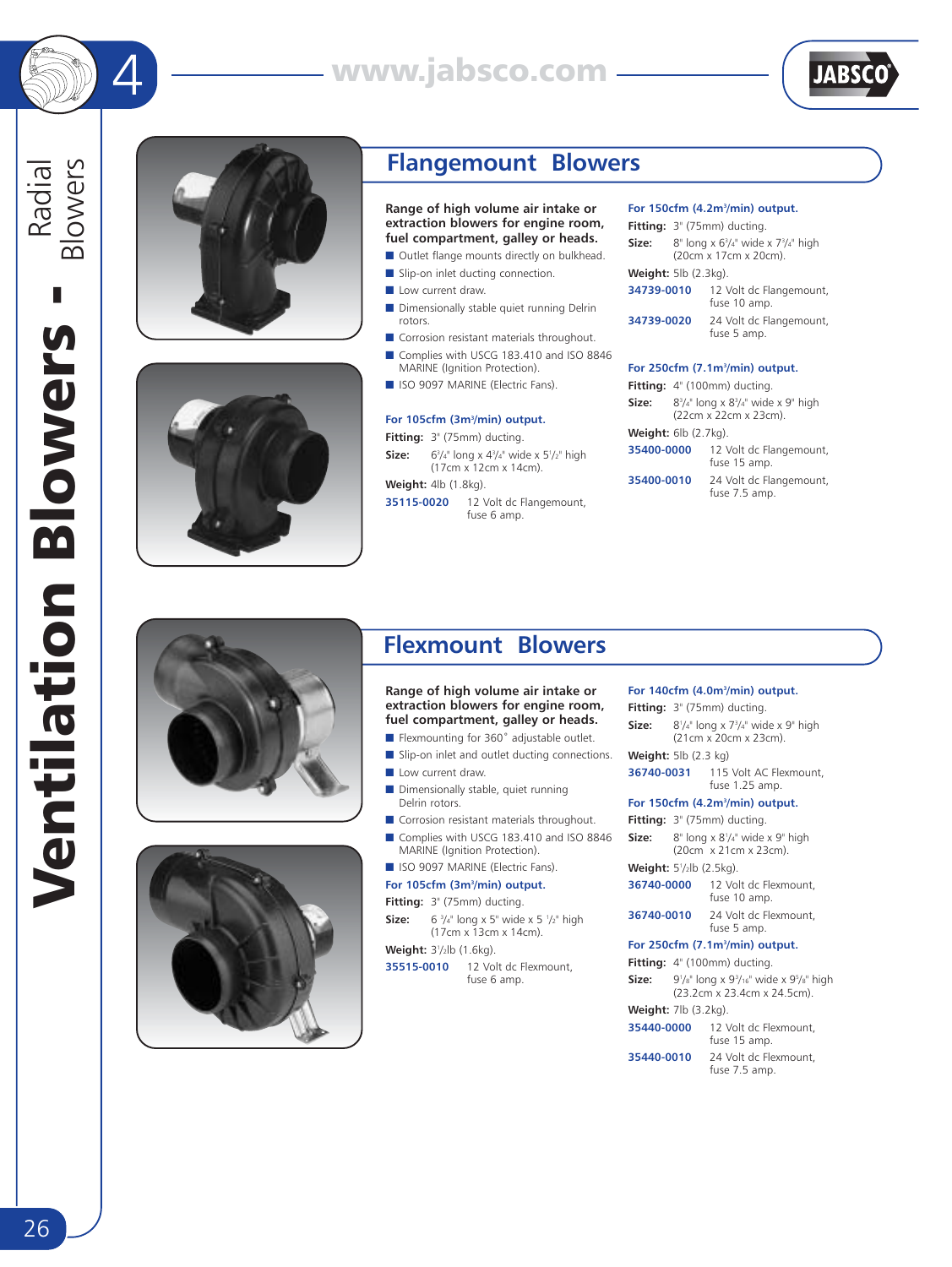# Ventilation Blowers - Radial Blowers

## Flangemount Blowers

**Range of high volume air intake or extraction blowers for engine room, fuel compartment, galley or heads.**

- Outlet flange mounts directly on bulkhead.
- Slip-on inlet ducting connection.
- Low current draw.
- Dimensionally stable quiet running Delrin rotors.
- Corrosion resistant materials throughout.
- Complies with USCG 183.410 and ISO 8846 MARINE (Ignition Protection).
- ISO 9097 MARINE (Electric Fans).

**For 105cfm (3m³/min) output.**

**Fitting:** 3" (75mm) ducting.

**Size:** 6³/₄" long x 4³/₄" wide x 5¹/₂" high (17cm x 12cm x 14cm).

**Weight:** 4lb (1.8kg).

**35115-0020** 12 Volt dc Flangemount, fuse 6 amp.

**For 150cfm (4.2m³/min) output.**

**Fitting:** 3" (75mm) ducting.

**Size:** 8" long x 6³/₄" wide x 7³/₄" high (20cm x 17cm x 20cm).

**Weight:** 5lb (2.3kg).

**34739-0010** 12 Volt dc Flangemount, fuse 10 amp.

**34739-0020** 24 Volt dc Flangemount, fuse 5 amp.

**For 250cfm (7.1m³/min) output.**

**Fitting:** 4" (100mm) ducting.

**Size:** 8³/₄" long x 8³/₄" wide x 9" high (22cm x 22cm x 23cm).

**Weight:** 6lb (2.7kg).

**35400-0000** 12 Volt dc Flangemount, fuse 15 amp.

**35400-0010** 24 Volt dc Flangemount, fuse 7.5 amp.

## Flexmount Blowers

**Range of high volume air intake or extraction blowers for engine room, fuel compartment, galley or heads.**

- Flexmounting for 360° adjustable outlet.
- Slip-on inlet and outlet ducting connections.
- Low current draw.
- Dimensionally stable, quiet running Delrin rotors.
- Corrosion resistant materials throughout.
- Complies with USCG 183.410 and ISO 8846 MARINE (Ignition Protection).
- ISO 9097 MARINE (Electric Fans).

**For 105cfm (3m³/min) output.**

**Fitting:** 3" (75mm) ducting.

**Size:** 6 ³/₄" long x 5" wide x 5 ¹/₂" high (17cm x 13cm x 14cm).

**Weight:** 3¹/₂lb (1.6kg).

**35515-0010** 12 Volt dc Flexmount, fuse 6 amp.

**For 140cfm (4.0m³/min) output.**

**Fitting:** 3" (75mm) ducting.

**Size:** 8¹/₄" long x 7³/₄" wide x 9" high (21cm x 20cm x 23cm).

**Weight:** 5lb (2.3 kg)

**36740-0031** 115 Volt AC Flexmount, fuse 1.25 amp.

**For 150cfm (4.2m³/min) output.**

**Fitting:** 3" (75mm) ducting.

**Size:** 8" long x 8¹/₄" wide x 9" high (20cm x 21cm x 23cm).

**Weight:** 5¹/₂lb (2.5kg).

**36740-0000** 12 Volt dc Flexmount, fuse 10 amp.

**36740-0010** 24 Volt dc Flexmount, fuse 5 amp.

**For 250cfm (7.1m³/min) output.**

**Fitting:** 4" (100mm) ducting.

**Size:** 9¹/₈" long x 9³/₁₆" wide x 9⁵/₈" high (23.2cm x 23.4cm x 24.5cm).

**Weight:** 7lb (3.2kg).

**35440-0000** 12 Volt dc Flexmount, fuse 15 amp.

**35440-0010** 24 Volt dc Flexmount, fuse 7.5 amp.